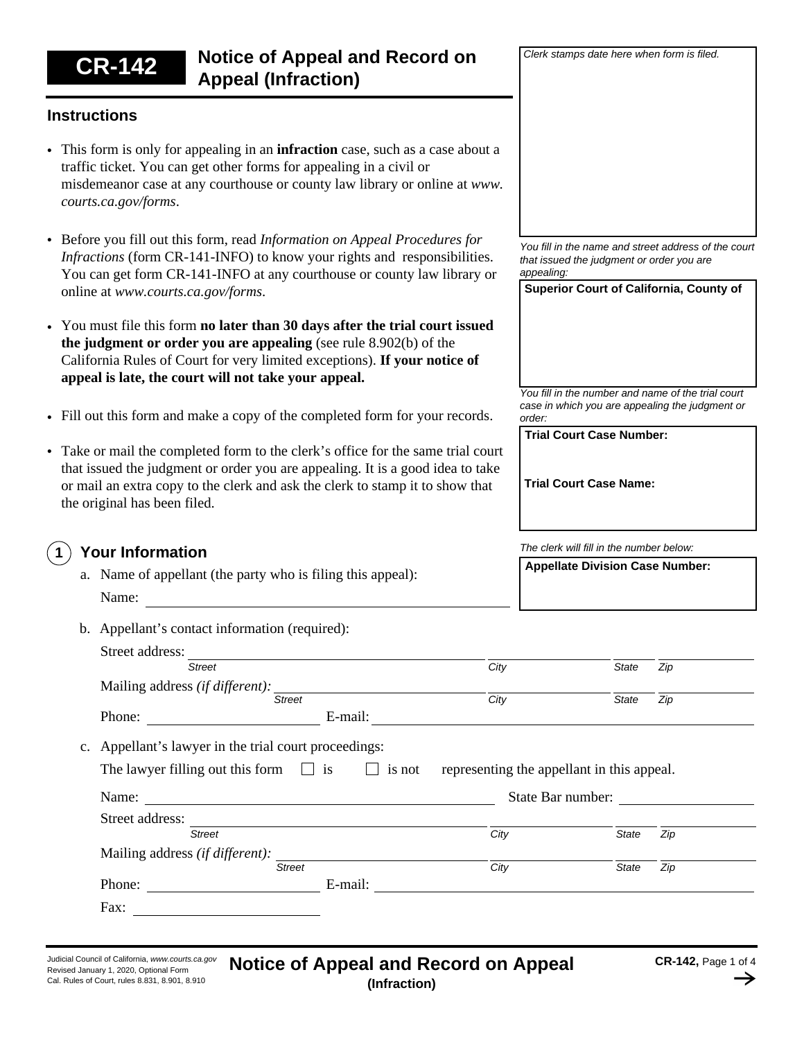# CR-142 Notice of Appeal and Record on Appeal (Infraction)

*Clerk stamps date here when form is filed.*

*You fill in the name and street address of the court that issued the judgment or order you are appealing:*

**Superior Court of California, County of**

*You fill in the number and name of the trial court case in which you are appealing the judgment or order:*

**Trial Court Case Number:**

**Trial Court Case Name:**

*The clerk will fill in the number below:*

**Appellate Division Case Number:**

## Instructions

- This form is only for appealing in an **infraction** case, such as a case about a traffic ticket. You can get other forms for appealing in a civil or misdemeanor case at any courthouse or county law library or online at *www.courts.ca.gov/forms*.
- Before you fill out this form, read *Information on Appeal Procedures for Infractions* (form CR-141-INFO) to know your rights and responsibilities. You can get form CR-141-INFO at any courthouse or county law library or online at *www.courts.ca.gov/forms*.
- You must file this form **no later than 30 days after the trial court issued the judgment or order you are appealing** (see rule 8.902(b) of the California Rules of Court for very limited exceptions). **If your notice of appeal is late, the court will not take your appeal.**
- Fill out this form and make a copy of the completed form for your records.
- Take or mail the completed form to the clerk's office for the same trial court that issued the judgment or order you are appealing. It is a good idea to take or mail an extra copy to the clerk and ask the clerk to stamp it to show that the original has been filed.

## 1 Your Information

a. Name of appellant (the party who is filing this appeal):

Name: ______________________________

b. Appellant's contact information (required):

Street address: ______________________________ (*Street*) ____________ (*City*) ______ (*State*) ______ (*Zip*)

Mailing address *(if different):* ______________________________ (*Street*) ____________ (*City*) ______ (*State*) ______ (*Zip*)

Phone: ____________________ E-mail: ______________________________

c. Appellant's lawyer in the trial court proceedings:

The lawyer filling out this form ☐ is ☐ is not representing the appellant in this appeal.

Name: ______________________________ State Bar number: ____________

Street address: ______________________________ (*Street*) ____________ (*City*) ______ (*State*) ______ (*Zip*)

Mailing address *(if different):* ______________________________ (*Street*) ____________ (*City*) ______ (*State*) ______ (*Zip*)

Phone: ____________________ E-mail: ______________________________

Fax: ____________________

Judicial Council of California, *www.courts.ca.gov*
Revised January 1, 2020, Optional Form
Cal. Rules of Court, rules 8.831, 8.901, 8.910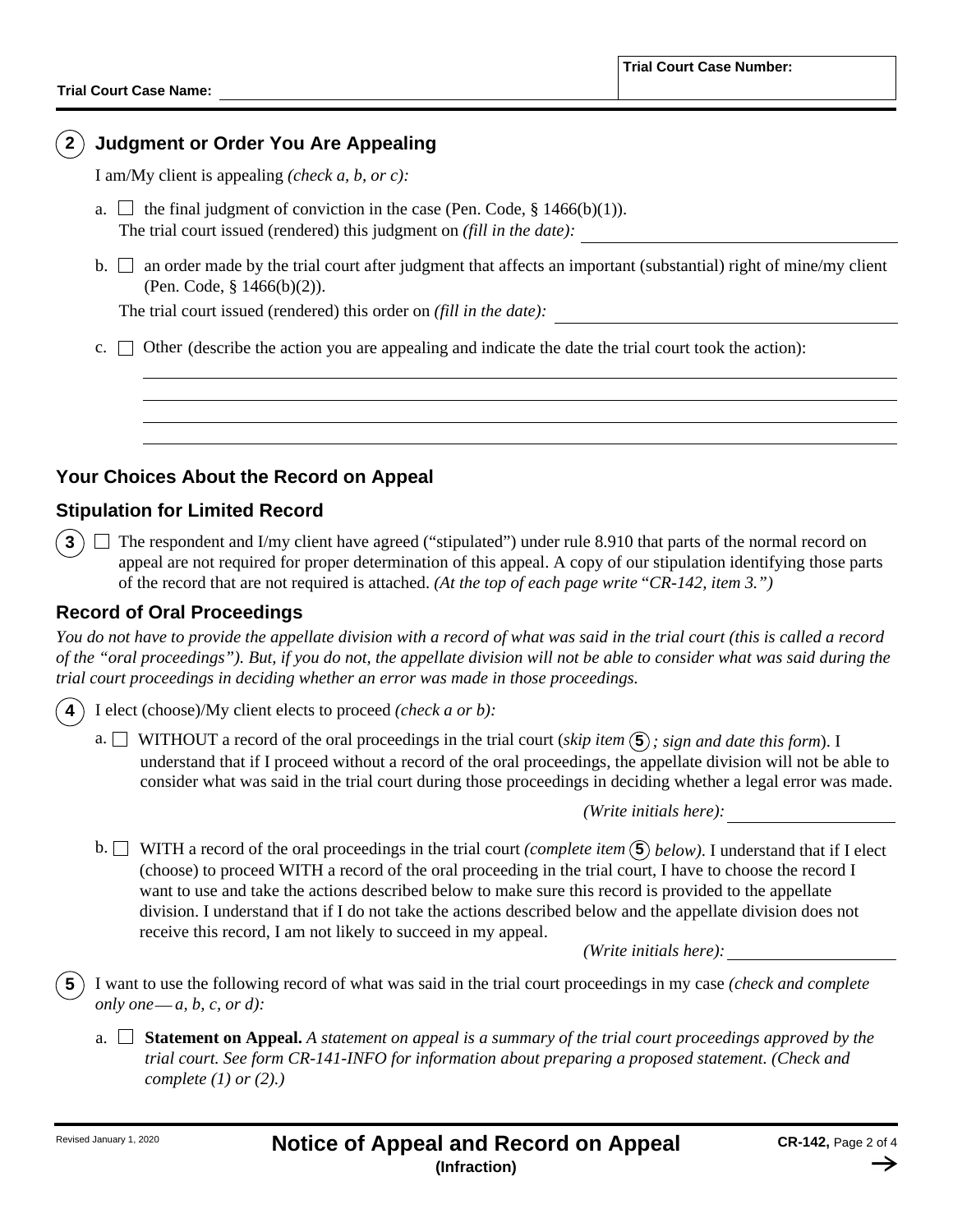Trial Court Case Name: ______________________ | Trial Court Case Number:

## 2 Judgment or Order You Are Appealing

I am/My client is appealing *(check a, b, or c):*

a. ☐ the final judgment of conviction in the case (Pen. Code, § 1466(b)(1)).
The trial court issued (rendered) this judgment on *(fill in the date):* ______________________

b. ☐ an order made by the trial court after judgment that affects an important (substantial) right of mine/my client (Pen. Code, § 1466(b)(2)).
The trial court issued (rendered) this order on *(fill in the date):* ______________________

c. ☐ Other (describe the action you are appealing and indicate the date the trial court took the action):

______________________

______________________

______________________

______________________

## Your Choices About the Record on Appeal

### Stipulation for Limited Record

3 ☐ The respondent and I/my client have agreed ("stipulated") under rule 8.910 that parts of the normal record on appeal are not required for proper determination of this appeal. A copy of our stipulation identifying those parts of the record that are not required is attached. *(At the top of each page write "CR-142, item 3.")*

### Record of Oral Proceedings

*You do not have to provide the appellate division with a record of what was said in the trial court (this is called a record of the "oral proceedings"). But, if you do not, the appellate division will not be able to consider what was said during the trial court proceedings in deciding whether an error was made in those proceedings.*

4 I elect (choose)/My client elects to proceed *(check a or b):*

a. ☐ WITHOUT a record of the oral proceedings in the trial court (*skip item 5; sign and date this form*). I understand that if I proceed without a record of the oral proceedings, the appellate division will not be able to consider what was said in the trial court during those proceedings in deciding whether a legal error was made.

*(Write initials here):* ______________

b. ☐ WITH a record of the oral proceedings in the trial court *(complete item 5 below)*. I understand that if I elect (choose) to proceed WITH a record of the oral proceeding in the trial court, I have to choose the record I want to use and take the actions described below to make sure this record is provided to the appellate division. I understand that if I do not take the actions described below and the appellate division does not receive this record, I am not likely to succeed in my appeal.

*(Write initials here):* ______________

5 I want to use the following record of what was said in the trial court proceedings in my case *(check and complete only one — a, b, c, or d):*

a. ☐ **Statement on Appeal.** *A statement on appeal is a summary of the trial court proceedings approved by the trial court. See form CR-141-INFO for information about preparing a proposed statement. (Check and complete (1) or (2).)*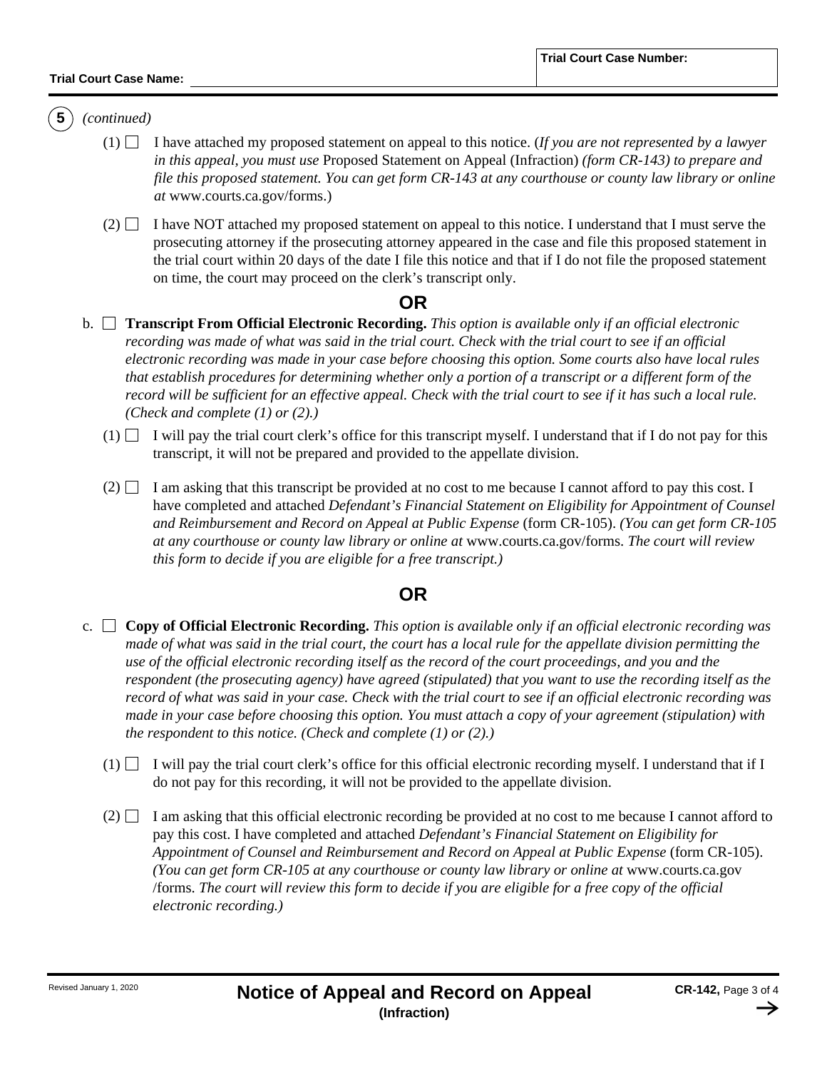Trial Court Case Name: ______________________ Trial Court Case Number: ______

**5** *(continued)*

(1) ☐ I have attached my proposed statement on appeal to this notice. (*If you are not represented by a lawyer in this appeal, you must use* Proposed Statement on Appeal (Infraction) *(form CR-143) to prepare and file this proposed statement. You can get form CR-143 at any courthouse or county law library or online at* www.courts.ca.gov/forms.)

(2) ☐ I have NOT attached my proposed statement on appeal to this notice. I understand that I must serve the prosecuting attorney if the prosecuting attorney appeared in the case and file this proposed statement in the trial court within 20 days of the date I file this notice and that if I do not file the proposed statement on time, the court may proceed on the clerk's transcript only.

**OR**

b. ☐ **Transcript From Official Electronic Recording.** *This option is available only if an official electronic recording was made of what was said in the trial court. Check with the trial court to see if an official electronic recording was made in your case before choosing this option. Some courts also have local rules that establish procedures for determining whether only a portion of a transcript or a different form of the record will be sufficient for an effective appeal. Check with the trial court to see if it has such a local rule. (Check and complete (1) or (2).)*

(1) ☐ I will pay the trial court clerk's office for this transcript myself. I understand that if I do not pay for this transcript, it will not be prepared and provided to the appellate division.

(2) ☐ I am asking that this transcript be provided at no cost to me because I cannot afford to pay this cost. I have completed and attached *Defendant's Financial Statement on Eligibility for Appointment of Counsel and Reimbursement and Record on Appeal at Public Expense* (form CR-105). *(You can get form CR-105 at any courthouse or county law library or online at* www.courts.ca.gov/forms. *The court will review this form to decide if you are eligible for a free transcript.)*

**OR**

c. ☐ **Copy of Official Electronic Recording.** *This option is available only if an official electronic recording was made of what was said in the trial court, the court has a local rule for the appellate division permitting the use of the official electronic recording itself as the record of the court proceedings, and you and the respondent (the prosecuting agency) have agreed (stipulated) that you want to use the recording itself as the record of what was said in your case. Check with the trial court to see if an official electronic recording was made in your case before choosing this option. You must attach a copy of your agreement (stipulation) with the respondent to this notice. (Check and complete (1) or (2).)*

(1) ☐ I will pay the trial court clerk's office for this official electronic recording myself. I understand that if I do not pay for this recording, it will not be provided to the appellate division.

(2) ☐ I am asking that this official electronic recording be provided at no cost to me because I cannot afford to pay this cost. I have completed and attached *Defendant's Financial Statement on Eligibility for Appointment of Counsel and Reimbursement and Record on Appeal at Public Expense* (form CR-105). *(You can get form CR-105 at any courthouse or county law library or online at* www.courts.ca.gov/forms. *The court will review this form to decide if you are eligible for a free copy of the official electronic recording.)*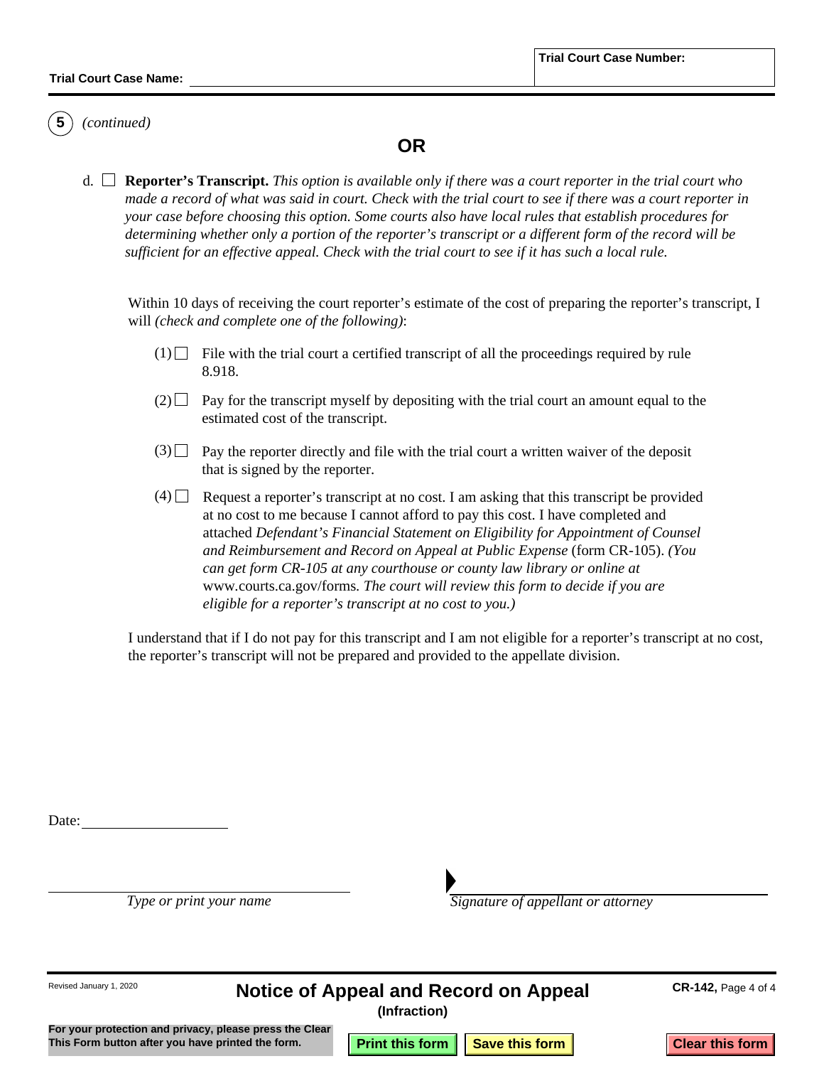Trial Court Case Name: ______________________

Trial Court Case Number:

**5** *(continued)*

**OR**

d. ☐ **Reporter's Transcript.** *This option is available only if there was a court reporter in the trial court who made a record of what was said in court. Check with the trial court to see if there was a court reporter in your case before choosing this option. Some courts also have local rules that establish procedures for determining whether only a portion of the reporter's transcript or a different form of the record will be sufficient for an effective appeal. Check with the trial court to see if it has such a local rule.*

Within 10 days of receiving the court reporter's estimate of the cost of preparing the reporter's transcript, I will *(check and complete one of the following)*:

(1) ☐ File with the trial court a certified transcript of all the proceedings required by rule 8.918.

(2) ☐ Pay for the transcript myself by depositing with the trial court an amount equal to the estimated cost of the transcript.

(3) ☐ Pay the reporter directly and file with the trial court a written waiver of the deposit that is signed by the reporter.

(4) ☐ Request a reporter's transcript at no cost. I am asking that this transcript be provided at no cost to me because I cannot afford to pay this cost. I have completed and attached *Defendant's Financial Statement on Eligibility for Appointment of Counsel and Reimbursement and Record on Appeal at Public Expense* (form CR-105). *(You can get form CR-105 at any courthouse or county law library or online at* www.courts.ca.gov/forms. *The court will review this form to decide if you are eligible for a reporter's transcript at no cost to you.)*

I understand that if I do not pay for this transcript and I am not eligible for a reporter's transcript at no cost, the reporter's transcript will not be prepared and provided to the appellate division.

Date: ____________________

______________________________
*Type or print your name*

______________________________
*Signature of appellant or attorney*

Revised January 1, 2020

**Notice of Appeal and Record on Appeal**
**(Infraction)**

**CR-142**

**For your protection and privacy, please press the Clear This Form button after you have printed the form.**

Print this form | Save this form | Clear this form